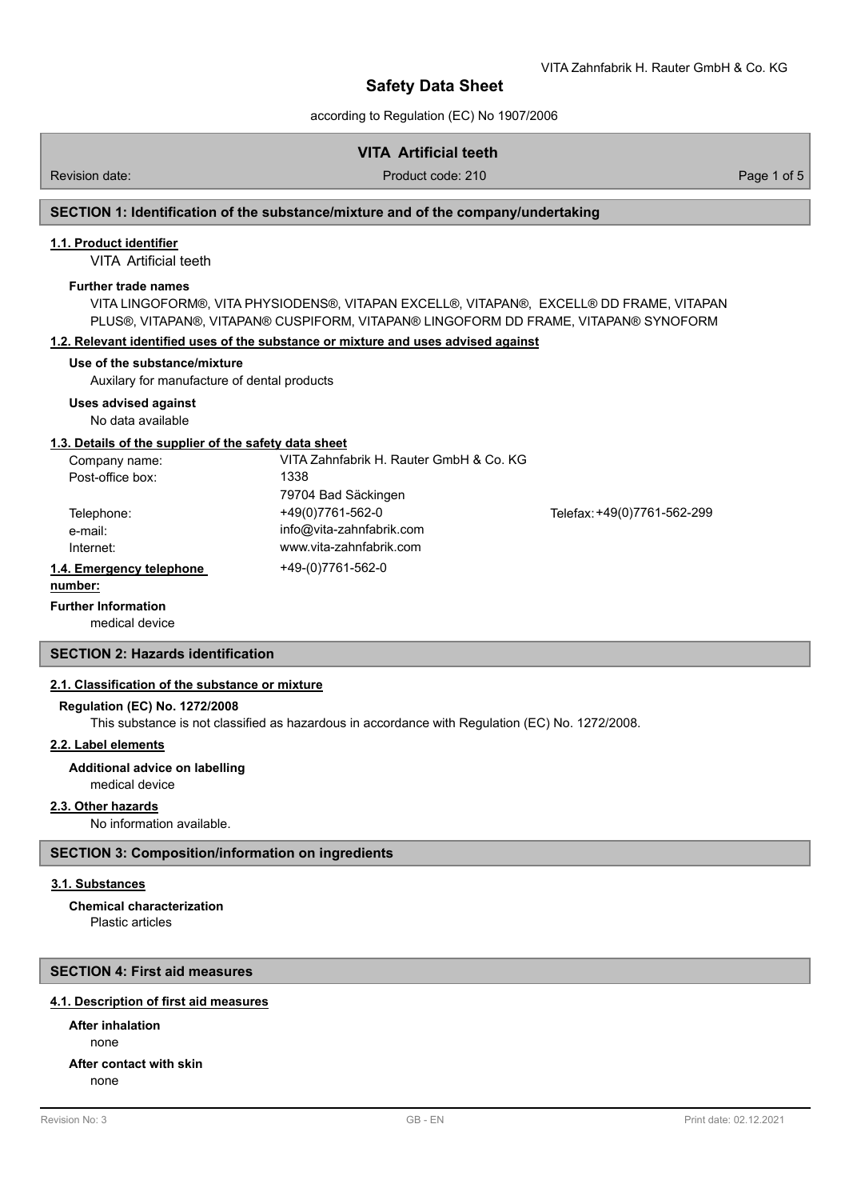# Safety Data Sheet

according to Regulation (EC) No 1907/2006

## VITA Artificial teeth

Revision date: Product code: 210

## SECTION 1: Identification of the substance/mixture and of the company/undertaking

### 1.1. Product identifier

VITA Artificial teeth

**Further trade names**

VITA LINGOFORM®, VITA PHYSIODENS®, VITAPAN EXCELL®, VITAPAN®, EXCELL® DD FRAME, VITAPAN PLUS®, VITAPAN®, VITAPAN® CUSPIFORM, VITAPAN® LINGOFORM DD FRAME, VITAPAN® SYNOFORM

### 1.2. Relevant identified uses of the substance or mixture and uses advised against

**Use of the substance/mixture**

Auxilary for manufacture of dental products

**Uses advised against**

No data available

### 1.3. Details of the supplier of the safety data sheet

| | | |
|---|---|---|
| Company name: | VITA Zahnfabrik H. Rauter GmbH & Co. KG | |
| Post-office box: | 1338 | |
| | 79704 Bad Säckingen | |
| Telephone: | +49(0)7761-562-0 | Telefax: +49(0)7761-562-299 |
| e-mail: | info@vita-zahnfabrik.com | |
| Internet: | www.vita-zahnfabrik.com | |

### 1.4. Emergency telephone number:

+49-(0)7761-562-0

**Further Information**

medical device

## SECTION 2: Hazards identification

### 2.1. Classification of the substance or mixture

**Regulation (EC) No. 1272/2008**

This substance is not classified as hazardous in accordance with Regulation (EC) No. 1272/2008.

### 2.2. Label elements

**Additional advice on labelling**

medical device

### 2.3. Other hazards

No information available.

## SECTION 3: Composition/information on ingredients

### 3.1. Substances

**Chemical characterization**

Plastic articles

## SECTION 4: First aid measures

### 4.1. Description of first aid measures

**After inhalation**

none

**After contact with skin**

none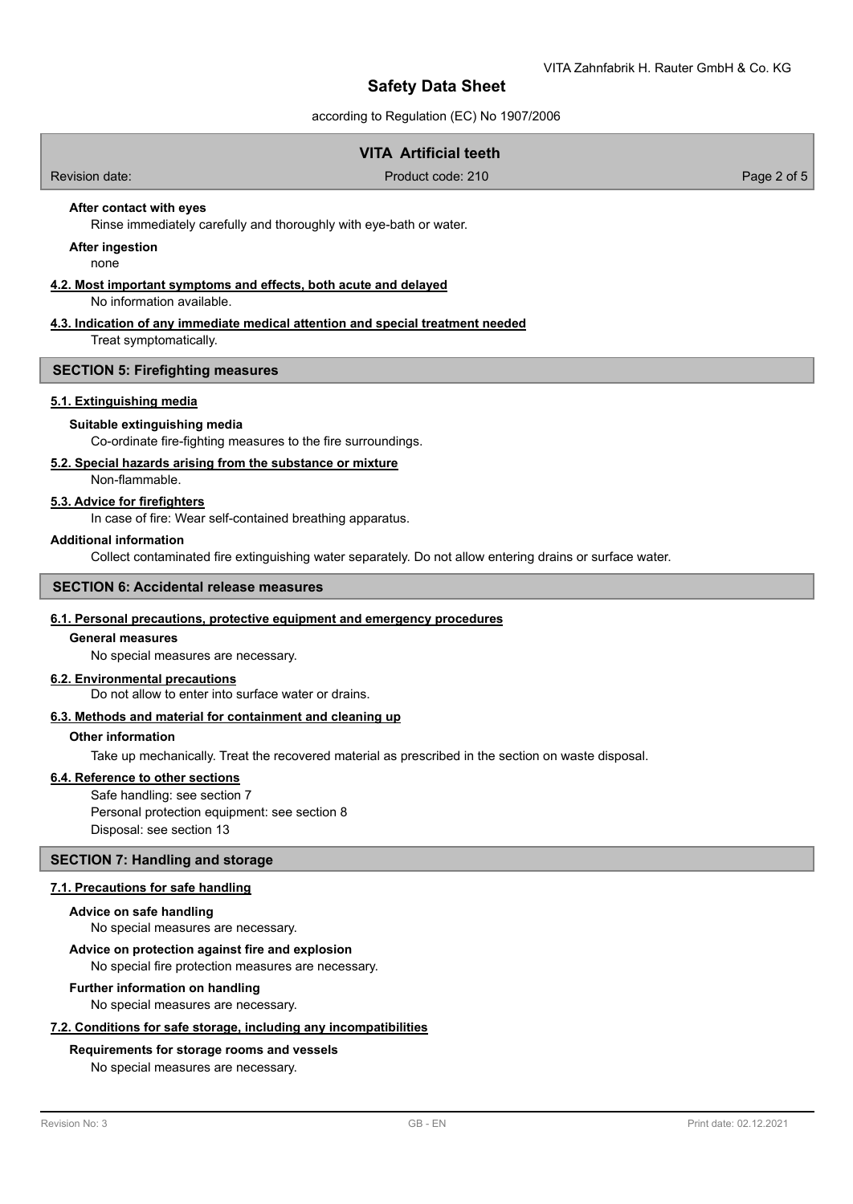**After contact with eyes**

Rinse immediately carefully and thoroughly with eye-bath or water.

**After ingestion**

none

### 4.2. Most important symptoms and effects, both acute and delayed

No information available.

### 4.3. Indication of any immediate medical attention and special treatment needed

Treat symptomatically.

## SECTION 5: Firefighting measures

### 5.1. Extinguishing media

**Suitable extinguishing media**

Co-ordinate fire-fighting measures to the fire surroundings.

### 5.2. Special hazards arising from the substance or mixture

Non-flammable.

### 5.3. Advice for firefighters

In case of fire: Wear self-contained breathing apparatus.

**Additional information**

Collect contaminated fire extinguishing water separately. Do not allow entering drains or surface water.

## SECTION 6: Accidental release measures

### 6.1. Personal precautions, protective equipment and emergency procedures

**General measures**

No special measures are necessary.

### 6.2. Environmental precautions

Do not allow to enter into surface water or drains.

### 6.3. Methods and material for containment and cleaning up

**Other information**

Take up mechanically. Treat the recovered material as prescribed in the section on waste disposal.

### 6.4. Reference to other sections

Safe handling: see section 7
Personal protection equipment: see section 8
Disposal: see section 13

## SECTION 7: Handling and storage

### 7.1. Precautions for safe handling

**Advice on safe handling**

No special measures are necessary.

**Advice on protection against fire and explosion**

No special fire protection measures are necessary.

**Further information on handling**

No special measures are necessary.

### 7.2. Conditions for safe storage, including any incompatibilities

**Requirements for storage rooms and vessels**

No special measures are necessary.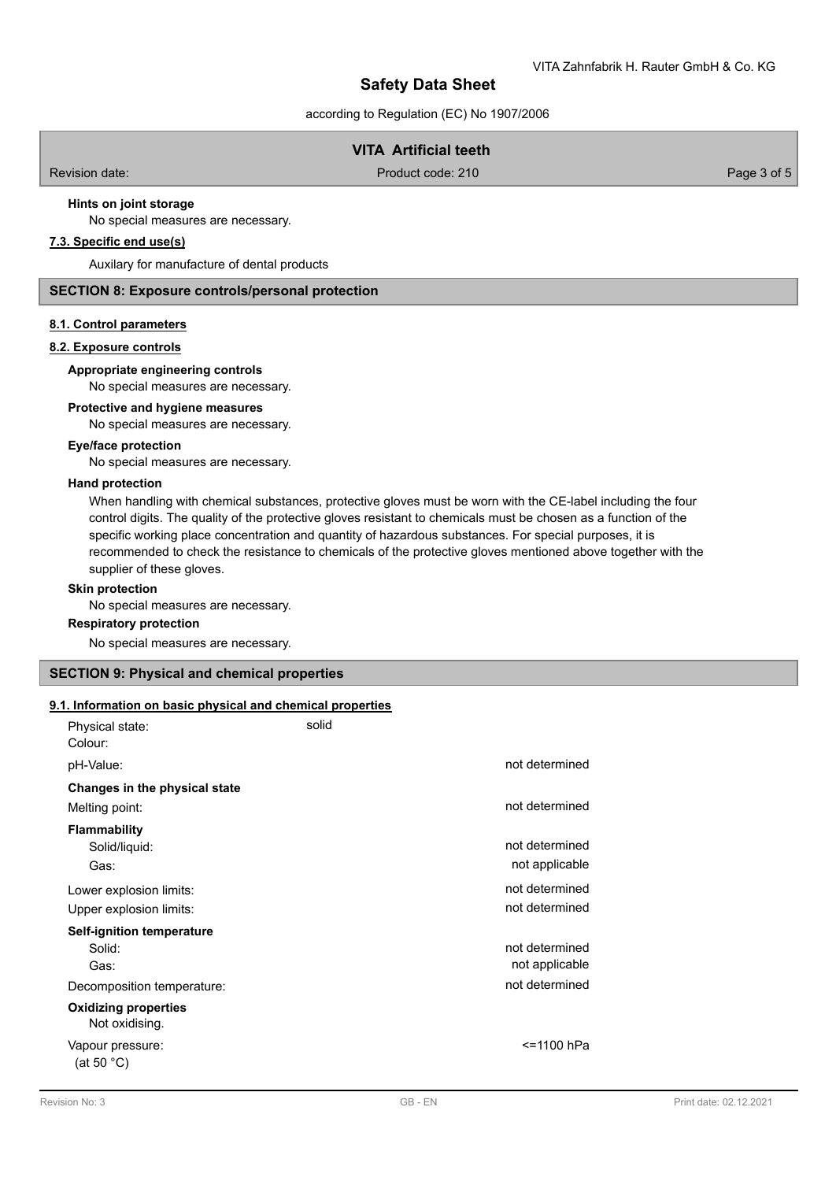**Hints on joint storage**

No special measures are necessary.

**7.3. Specific end use(s)**

Auxilary for manufacture of dental products

## SECTION 8: Exposure controls/personal protection

**8.1. Control parameters**

**8.2. Exposure controls**

**Appropriate engineering controls**

No special measures are necessary.

**Protective and hygiene measures**

No special measures are necessary.

**Eye/face protection**

No special measures are necessary.

**Hand protection**

When handling with chemical substances, protective gloves must be worn with the CE-label including the four control digits. The quality of the protective gloves resistant to chemicals must be chosen as a function of the specific working place concentration and quantity of hazardous substances. For special purposes, it is recommended to check the resistance to chemicals of the protective gloves mentioned above together with the supplier of these gloves.

**Skin protection**

No special measures are necessary.

**Respiratory protection**

No special measures are necessary.

## SECTION 9: Physical and chemical properties

**9.1. Information on basic physical and chemical properties**

| | | |
|---|---|---|
| Physical state: | solid | |
| Colour: | | |
| pH-Value: | | not determined |
| **Changes in the physical state** | | |
| Melting point: | | not determined |
| **Flammability** | | |
| Solid/liquid: | | not determined |
| Gas: | | not applicable |
| Lower explosion limits: | | not determined |
| Upper explosion limits: | | not determined |
| **Self-ignition temperature** | | |
| Solid: | | not determined |
| Gas: | | not applicable |
| Decomposition temperature: | | not determined |
| **Oxidizing properties** | | |
| Not oxidising. | | |
| Vapour pressure: (at 50 °C) | | <=1100 hPa |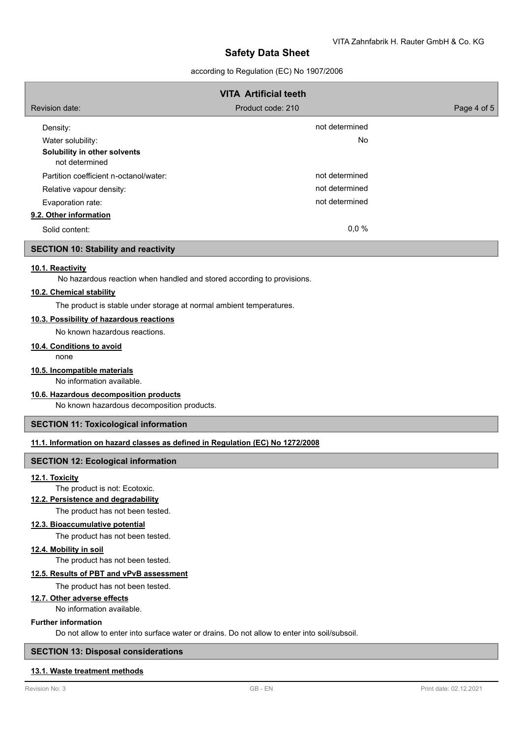| | |
|---|---|
| Density: | not determined |
| Water solubility: | No |
| **Solubility in other solvents** not determined | |
| Partition coefficient n-octanol/water: | not determined |
| Relative vapour density: | not determined |
| Evaporation rate: | not determined |

**9.2. Other information**

| | |
|---|---|
| Solid content: | 0,0 % |

## SECTION 10: Stability and reactivity

**10.1. Reactivity**

No hazardous reaction when handled and stored according to provisions.

**10.2. Chemical stability**

The product is stable under storage at normal ambient temperatures.

**10.3. Possibility of hazardous reactions**

No known hazardous reactions.

**10.4. Conditions to avoid**

none

**10.5. Incompatible materials**

No information available.

**10.6. Hazardous decomposition products**

No known hazardous decomposition products.

## SECTION 11: Toxicological information

**11.1. Information on hazard classes as defined in Regulation (EC) No 1272/2008**

## SECTION 12: Ecological information

**12.1. Toxicity**

The product is not: Ecotoxic.

**12.2. Persistence and degradability**

The product has not been tested.

**12.3. Bioaccumulative potential**

The product has not been tested.

**12.4. Mobility in soil**

The product has not been tested.

**12.5. Results of PBT and vPvB assessment**

The product has not been tested.

**12.7. Other adverse effects**

No information available.

**Further information**

Do not allow to enter into surface water or drains. Do not allow to enter into soil/subsoil.

## SECTION 13: Disposal considerations

**13.1. Waste treatment methods**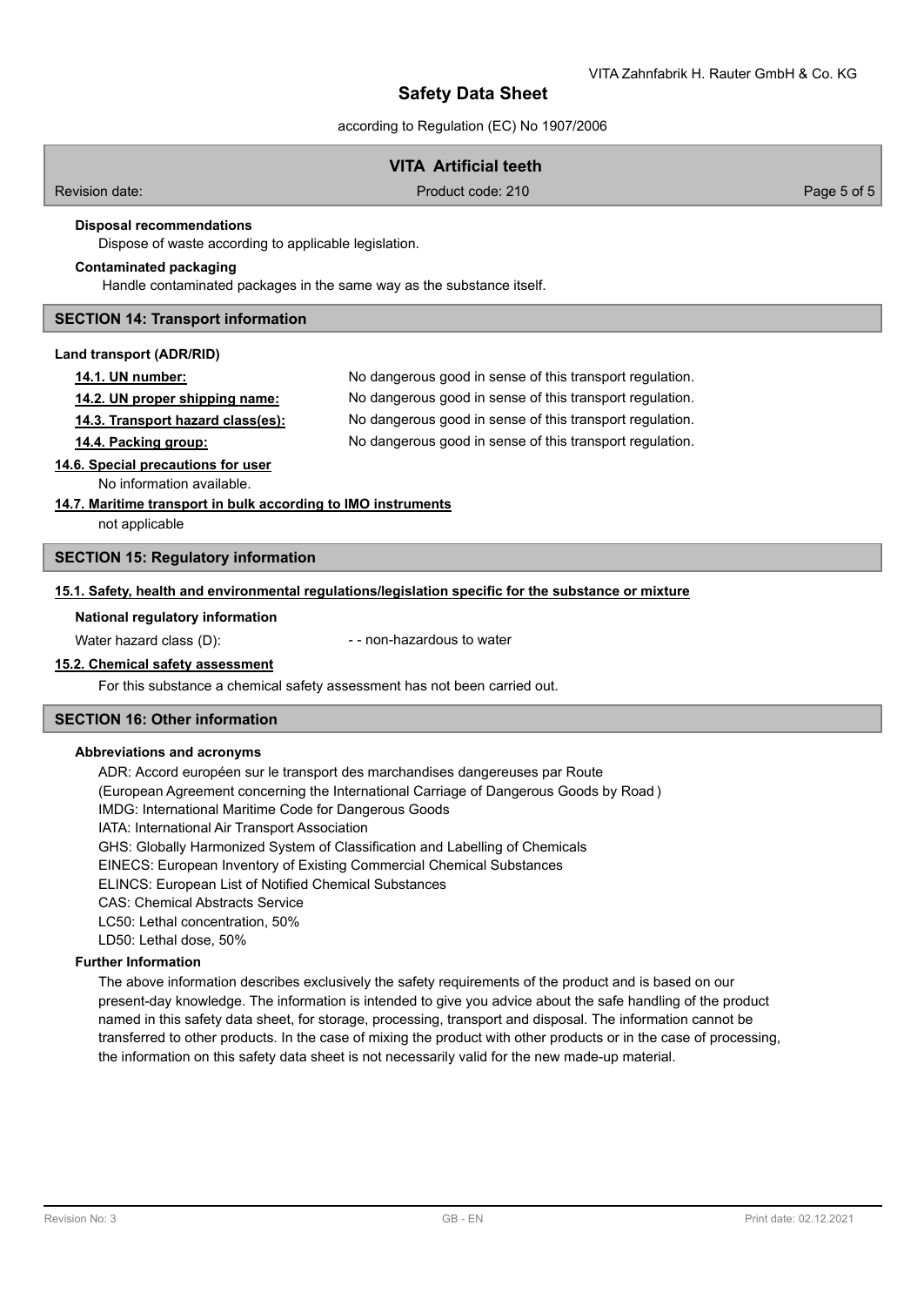**Disposal recommendations**

Dispose of waste according to applicable legislation.

**Contaminated packaging**

Handle contaminated packages in the same way as the substance itself.

## SECTION 14: Transport information

**Land transport (ADR/RID)**

| | |
|---|---|
| **14.1. UN number:** | No dangerous good in sense of this transport regulation. |
| **14.2. UN proper shipping name:** | No dangerous good in sense of this transport regulation. |
| **14.3. Transport hazard class(es):** | No dangerous good in sense of this transport regulation. |
| **14.4. Packing group:** | No dangerous good in sense of this transport regulation. |

**14.6. Special precautions for user**

No information available.

**14.7. Maritime transport in bulk according to IMO instruments**

not applicable

## SECTION 15: Regulatory information

**15.1. Safety, health and environmental regulations/legislation specific for the substance or mixture**

**National regulatory information**

Water hazard class (D): - - non-hazardous to water

**15.2. Chemical safety assessment**

For this substance a chemical safety assessment has not been carried out.

## SECTION 16: Other information

**Abbreviations and acronyms**

ADR: Accord européen sur le transport des marchandises dangereuses par Route
(European Agreement concerning the International Carriage of Dangerous Goods by Road )
IMDG: International Maritime Code for Dangerous Goods
IATA: International Air Transport Association
GHS: Globally Harmonized System of Classification and Labelling of Chemicals
EINECS: European Inventory of Existing Commercial Chemical Substances
ELINCS: European List of Notified Chemical Substances
CAS: Chemical Abstracts Service
LC50: Lethal concentration, 50%
LD50: Lethal dose, 50%

**Further Information**

The above information describes exclusively the safety requirements of the product and is based on our present-day knowledge. The information is intended to give you advice about the safe handling of the product named in this safety data sheet, for storage, processing, transport and disposal. The information cannot be transferred to other products. In the case of mixing the product with other products or in the case of processing, the information on this safety data sheet is not necessarily valid for the new made-up material.